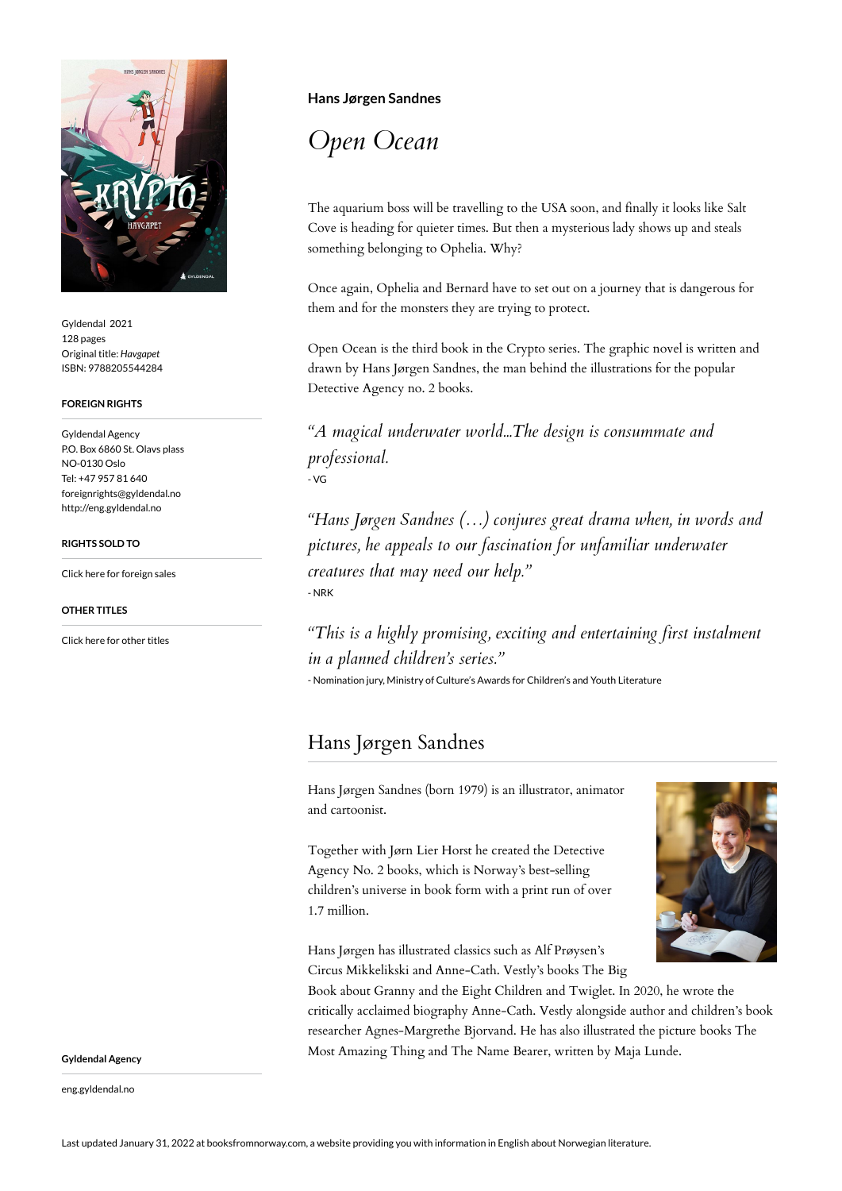Gyldendal 2021
128 pages
Original title: *Havgapet*
ISBN: 9788205544284

**FOREIGN RIGHTS**

Gyldendal Agency
P.O. Box 6860 St. Olavs plass
NO-0130 Oslo
Tel: +47 957 81 640
foreignrights@gyldendal.no
http://eng.gyldendal.no

**RIGHTS SOLD TO**

Click here for foreign sales

**OTHER TITLES**

Click here for other titles

**Gyldendal Agency**

eng.gyldendal.no

**Hans Jørgen Sandnes**

# *Open Ocean*

The aquarium boss will be travelling to the USA soon, and finally it looks like Salt Cove is heading for quieter times. But then a mysterious lady shows up and steals something belonging to Ophelia. Why?

Once again, Ophelia and Bernard have to set out on a journey that is dangerous for them and for the monsters they are trying to protect.

Open Ocean is the third book in the Crypto series. The graphic novel is written and drawn by Hans Jørgen Sandnes, the man behind the illustrations for the popular Detective Agency no. 2 books.

*"A magical underwater world...The design is consummate and professional.*
- VG

*"Hans Jørgen Sandnes (...) conjures great drama when, in words and pictures, he appeals to our fascination for unfamiliar underwater creatures that may need our help."*
- NRK

*"This is a highly promising, exciting and entertaining first instalment in a planned children's series."*
- Nomination jury, Ministry of Culture's Awards for Children's and Youth Literature

## Hans Jørgen Sandnes

Hans Jørgen Sandnes (born 1979) is an illustrator, animator and cartoonist.

Together with Jørn Lier Horst he created the Detective Agency No. 2 books, which is Norway's best-selling children's universe in book form with a print run of over 1.7 million.

Hans Jørgen has illustrated classics such as Alf Prøysen's Circus Mikkelikski and Anne-Cath. Vestly's books The Big Book about Granny and the Eight Children and Twiglet. In 2020, he wrote the critically acclaimed biography Anne-Cath. Vestly alongside author and children's book researcher Agnes-Margrethe Bjorvand. He has also illustrated the picture books The Most Amazing Thing and The Name Bearer, written by Maja Lunde.

Last updated January 31, 2022 at booksfromnorway.com, a website providing you with information in English about Norwegian literature.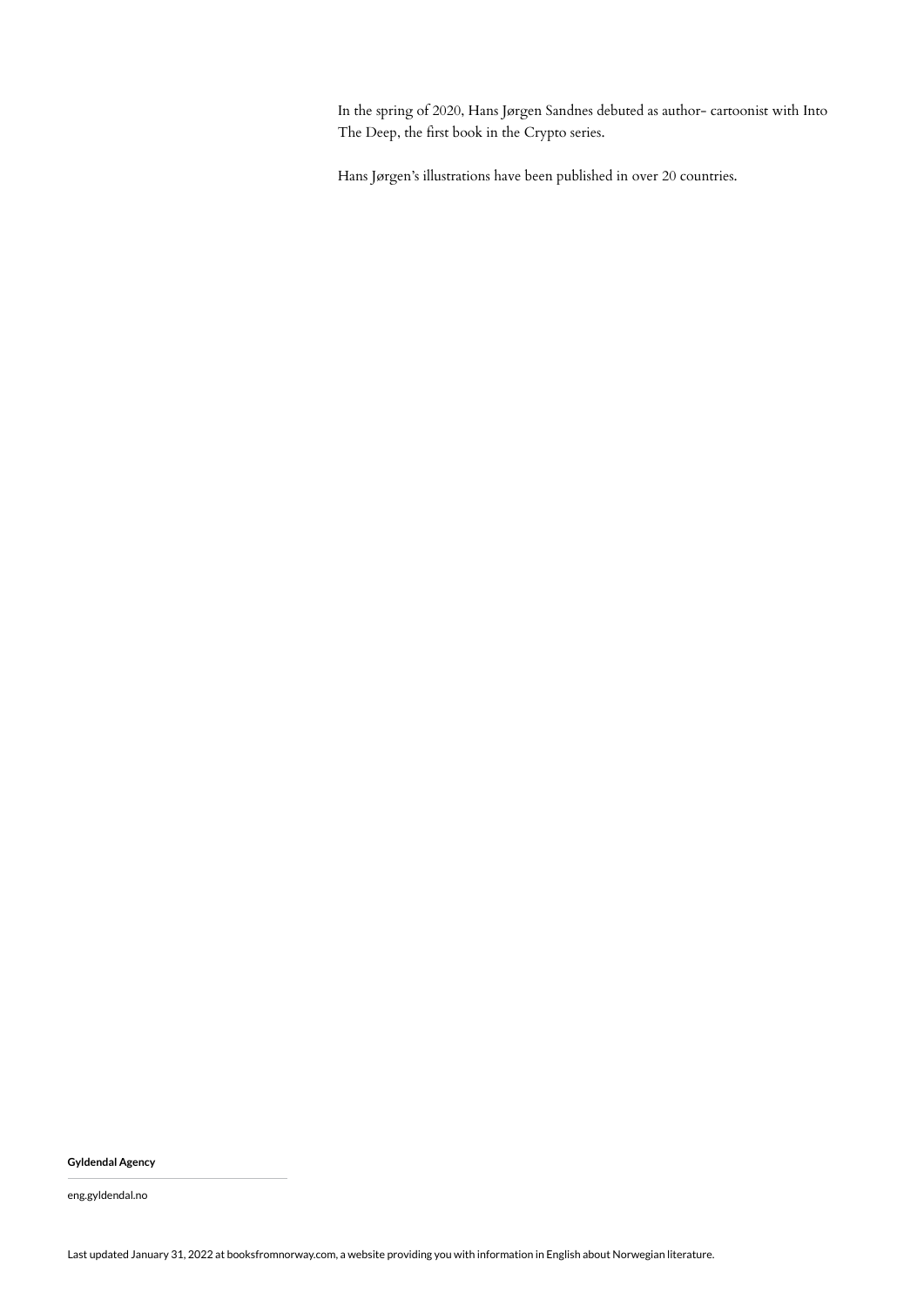In the spring of 2020, Hans Jørgen Sandnes debuted as author- cartoonist with Into The Deep, the first book in the Crypto series.

Hans Jørgen's illustrations have been published in over 20 countries.

**Gyldendal Agency**

eng.gyldendal.no

Last updated January 31, 2022 at booksfromnorway.com, a website providing you with information in English about Norwegian literature.